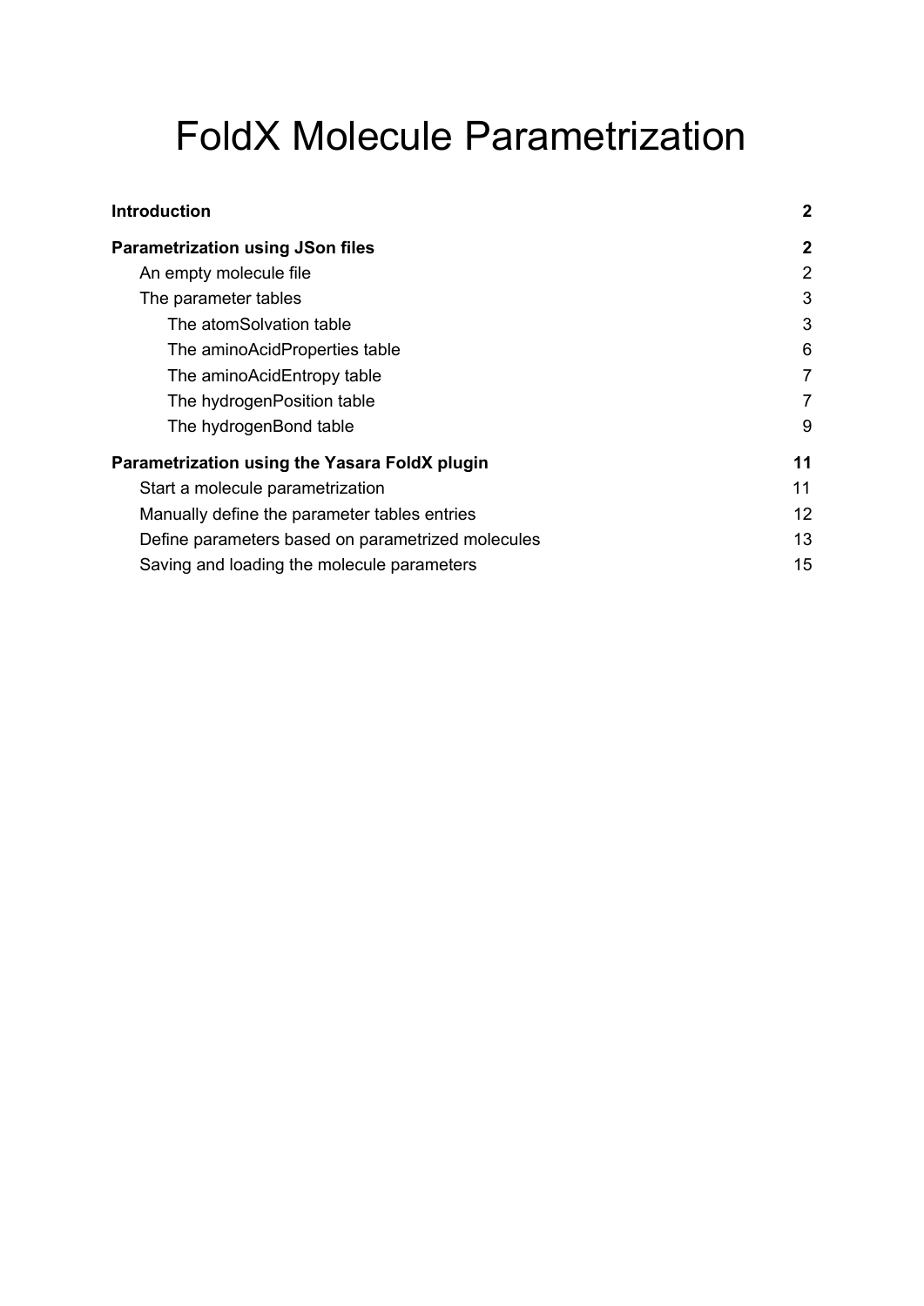# FoldX Molecule Parametrization

| | |
|---|---|
| **Introduction** | **2** |
| **Parametrization using JSon files** | **2** |
| An empty molecule file | 2 |
| The parameter tables | 3 |
| The atomSolvation table | 3 |
| The aminoAcidProperties table | 6 |
| The aminoAcidEntropy table | 7 |
| The hydrogenPosition table | 7 |
| The hydrogenBond table | 9 |
| **Parametrization using the Yasara FoldX plugin** | **11** |
| Start a molecule parametrization | 11 |
| Manually define the parameter tables entries | 12 |
| Define parameters based on parametrized molecules | 13 |
| Saving and loading the molecule parameters | 15 |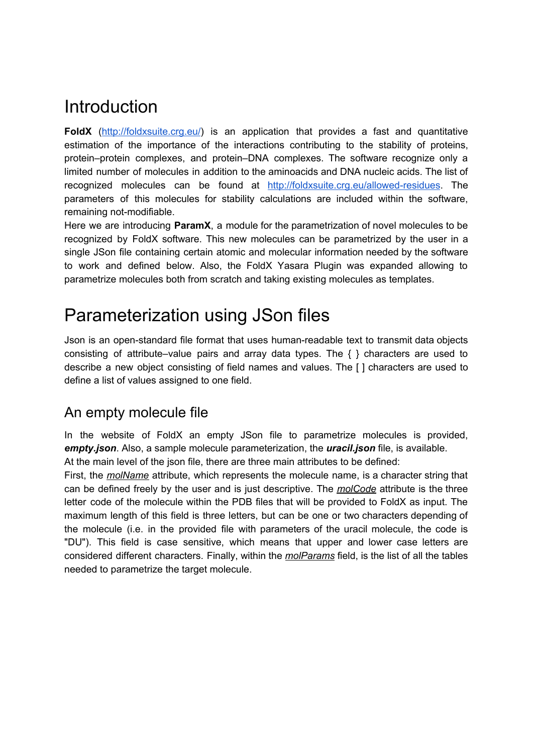# Introduction

**FoldX** (http://foldxsuite.crg.eu/) is an application that provides a fast and quantitative estimation of the importance of the interactions contributing to the stability of proteins, protein–protein complexes, and protein–DNA complexes. The software recognize only a limited number of molecules in addition to the aminoacids and DNA nucleic acids. The list of recognized molecules can be found at http://foldxsuite.crg.eu/allowed-residues. The parameters of this molecules for stability calculations are included within the software, remaining not-modifiable.

Here we are introducing **ParamX**, a module for the parametrization of novel molecules to be recognized by FoldX software. This new molecules can be parametrized by the user in a single JSon file containing certain atomic and molecular information needed by the software to work and defined below. Also, the FoldX Yasara Plugin was expanded allowing to parametrize molecules both from scratch and taking existing molecules as templates.

# Parameterization using JSon files

Json is an open-standard file format that uses human-readable text to transmit data objects consisting of attribute–value pairs and array data types. The { } characters are used to describe a new object consisting of field names and values. The [ ] characters are used to define a list of values assigned to one field.

## An empty molecule file

In the website of FoldX an empty JSon file to parametrize molecules is provided, ***empty.json***. Also, a sample molecule parameterization, the ***uracil.json*** file, is available.

At the main level of the json file, there are three main attributes to be defined:

First, the *molName* attribute, which represents the molecule name, is a character string that can be defined freely by the user and is just descriptive. The *molCode* attribute is the three letter code of the molecule within the PDB files that will be provided to FoldX as input. The maximum length of this field is three letters, but can be one or two characters depending of the molecule (i.e. in the provided file with parameters of the uracil molecule, the code is "DU"). This field is case sensitive, which means that upper and lower case letters are considered different characters. Finally, within the *molParams* field, is the list of all the tables needed to parametrize the target molecule.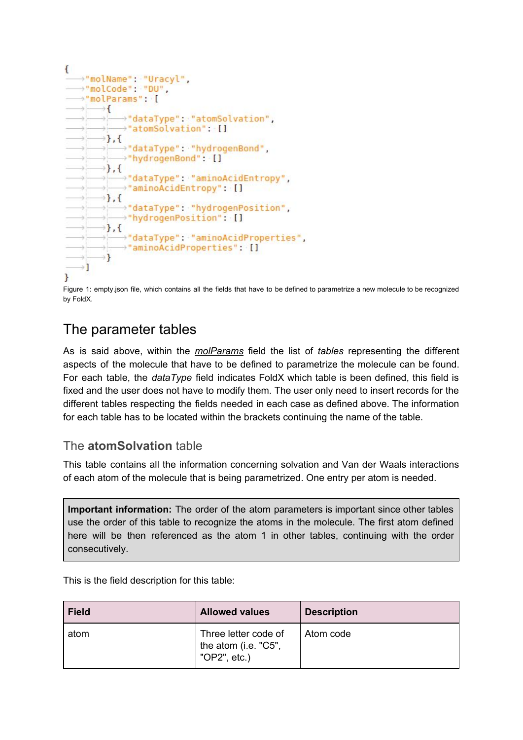```
{
    "molName": "Uracyl",
    "molCode": "DU",
    "molParams": [
        {
            "dataType": "atomSolvation",
            "atomSolvation": []
        },{
            "dataType": "hydrogenBond",
            "hydrogenBond": []
        },{
            "dataType": "aminoAcidEntropy",
            "aminoAcidEntropy": []
        },{
            "dataType": "hydrogenPosition",
            "hydrogenPosition": []
        },{
            "dataType": "aminoAcidProperties",
            "aminoAcidProperties": []
        }
    ]
}
```

Figure 1: empty.json file, which contains all the fields that have to be defined to parametrize a new molecule to be recognized by FoldX.

# The parameter tables

As is said above, within the *molParams* field the list of *tables* representing the different aspects of the molecule that have to be defined to parametrize the molecule can be found. For each table, the *dataType* field indicates FoldX which table is been defined, this field is fixed and the user does not have to modify them. The user only need to insert records for the different tables respecting the fields needed in each case as defined above. The information for each table has to be located within the brackets continuing the name of the table.

## The **atomSolvation** table

This table contains all the information concerning solvation and Van der Waals interactions of each atom of the molecule that is being parametrized. One entry per atom is needed.

> **Important information:** The order of the atom parameters is important since other tables use the order of this table to recognize the atoms in the molecule. The first atom defined here will be then referenced as the atom 1 in other tables, continuing with the order consecutively.

This is the field description for this table:

| Field | Allowed values | Description |
|---|---|---|
| atom | Three letter code of the atom (i.e. "C5", "OP2", etc.) | Atom code |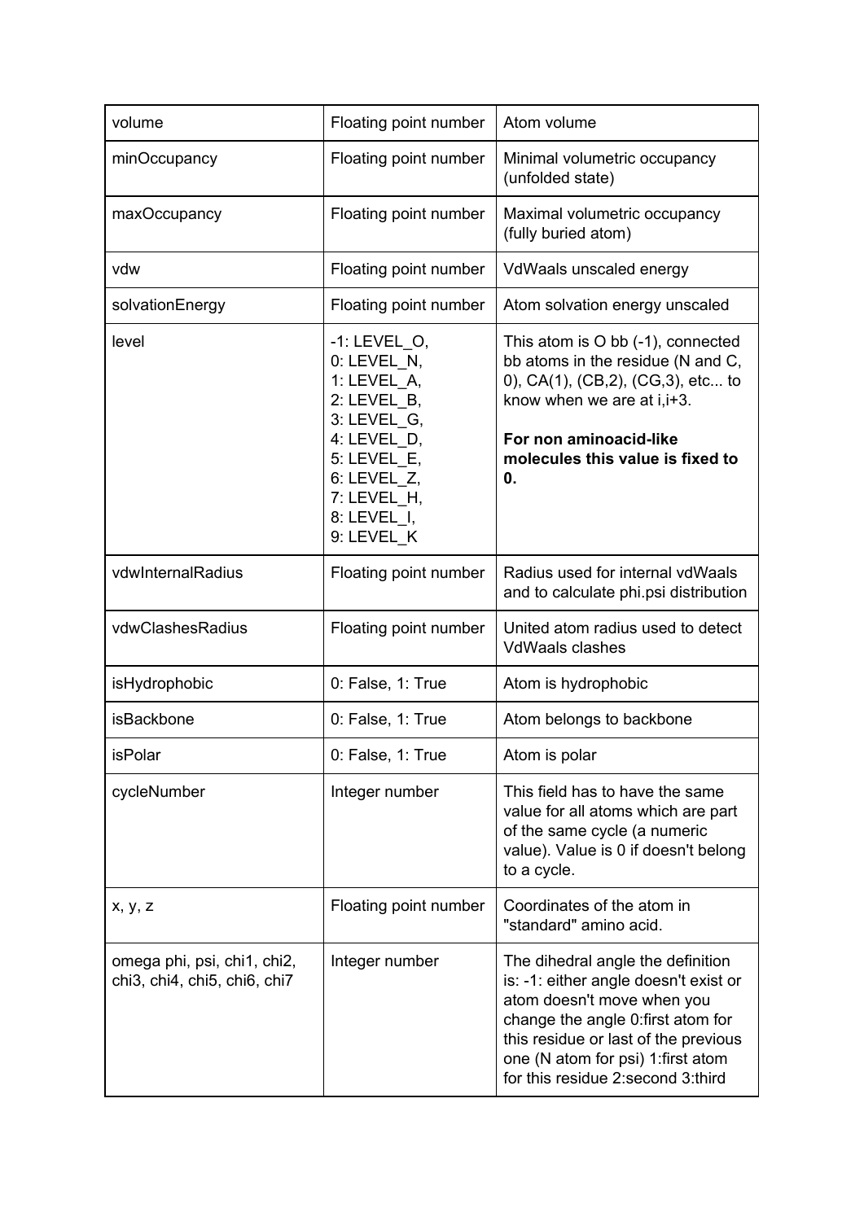| volume | Floating point number | Atom volume |
|---|---|---|
| minOccupancy | Floating point number | Minimal volumetric occupancy (unfolded state) |
| maxOccupancy | Floating point number | Maximal volumetric occupancy (fully buried atom) |
| vdw | Floating point number | VdWaals unscaled energy |
| solvationEnergy | Floating point number | Atom solvation energy unscaled |
| level | -1: LEVEL_O,<br>0: LEVEL_N,<br>1: LEVEL_A,<br>2: LEVEL_B,<br>3: LEVEL_G,<br>4: LEVEL_D,<br>5: LEVEL_E,<br>6: LEVEL_Z,<br>7: LEVEL_H,<br>8: LEVEL_I,<br>9: LEVEL_K | This atom is O bb (-1), connected bb atoms in the residue (N and C, 0), CA(1), (CB,2), (CG,3), etc... to know when we are at i,i+3.<br><br>**For non aminoacid-like molecules this value is fixed to 0.** |
| vdwInternalRadius | Floating point number | Radius used for internal vdWaals and to calculate phi.psi distribution |
| vdwClashesRadius | Floating point number | United atom radius used to detect VdWaals clashes |
| isHydrophobic | 0: False, 1: True | Atom is hydrophobic |
| isBackbone | 0: False, 1: True | Atom belongs to backbone |
| isPolar | 0: False, 1: True | Atom is polar |
| cycleNumber | Integer number | This field has to have the same value for all atoms which are part of the same cycle (a numeric value). Value is 0 if doesn't belong to a cycle. |
| x, y, z | Floating point number | Coordinates of the atom in "standard" amino acid. |
| omega phi, psi, chi1, chi2, chi3, chi4, chi5, chi6, chi7 | Integer number | The dihedral angle the definition is: -1: either angle doesn't exist or atom doesn't move when you change the angle 0:first atom for this residue or last of the previous one (N atom for psi) 1:first atom for this residue 2:second 3:third |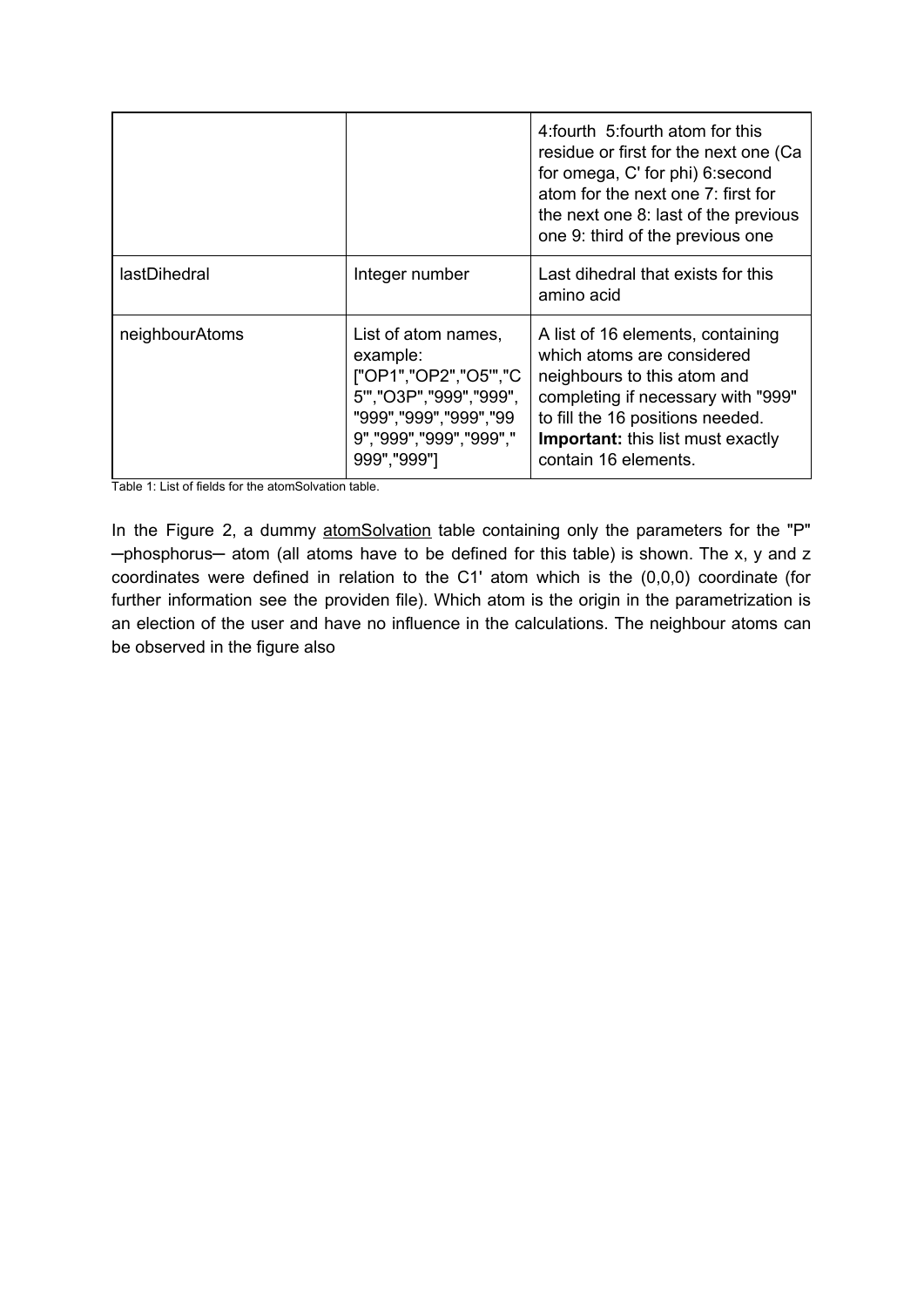| | | |
|---|---|---|
| | | 4:fourth 5:fourth atom for this residue or first for the next one (Ca for omega, C' for phi) 6:second atom for the next one 7: first for the next one 8: last of the previous one 9: third of the previous one |
| lastDihedral | Integer number | Last dihedral that exists for this amino acid |
| neighbourAtoms | List of atom names, example: ["OP1","OP2","O5'","C5'","O3P","999","999","999","999","999","999","999","999","999","999","999"] | A list of 16 elements, containing which atoms are considered neighbours to this atom and completing if necessary with "999" to fill the 16 positions needed. **Important:** this list must exactly contain 16 elements. |

Table 1: List of fields for the atomSolvation table.

In the Figure 2, a dummy atomSolvation table containing only the parameters for the "P" ─phosphorus─ atom (all atoms have to be defined for this table) is shown. The x, y and z coordinates were defined in relation to the C1' atom which is the (0,0,0) coordinate (for further information see the providen file). Which atom is the origin in the parametrization is an election of the user and have no influence in the calculations. The neighbour atoms can be observed in the figure also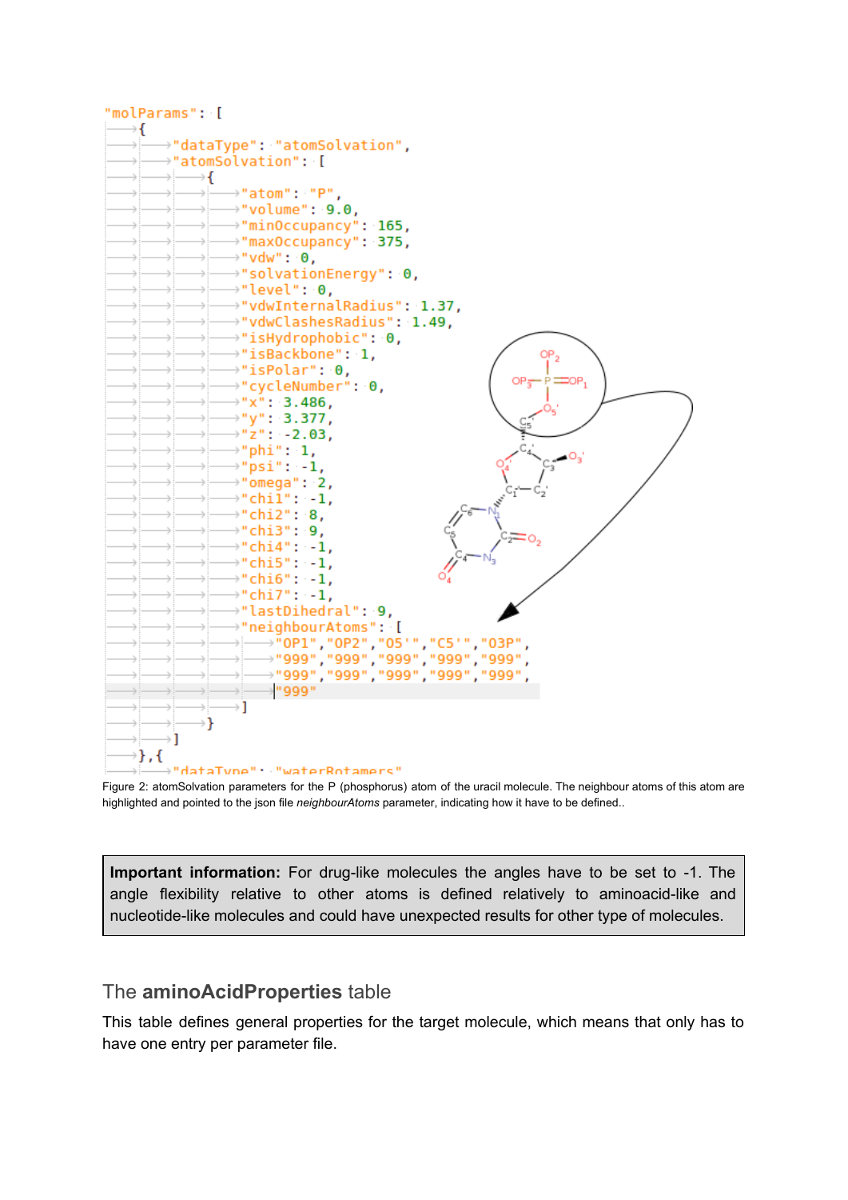```
"molParams": [
    {
        "dataType": "atomSolvation",
        "atomSolvation": [
            {
                "atom": "P",
                "volume": 9.0,
                "minOccupancy": 165,
                "maxOccupancy": 375,
                "vdw": 0,
                "solvationEnergy": 0,
                "level": 0,
                "vdwInternalRadius": 1.37,
                "vdwClashesRadius": 1.49,
                "isHydrophobic": 0,
                "isBackbone": 1,
                "isPolar": 0,
                "cycleNumber": 0,
                "x": 3.486,
                "y": 3.377,
                "z": -2.03,
                "phi": 1,
                "psi": -1,
                "omega": 2,
                "chi1": -1,
                "chi2": 8,
                "chi3": 9,
                "chi4": -1,
                "chi5": -1,
                "chi6": -1,
                "chi7": -1,
                "lastDihedral": 9,
                "neighbourAtoms": [
                    "OP1","OP2","O5'","C5'","O3P",
                    "999","999","999","999","999",
                    "999","999","999","999","999",
                    "999"
                ]
            }
        ]
    },{
        "dataType": "waterRotamers"
```

Figure 2: atomSolvation parameters for the P (phosphorus) atom of the uracil molecule. The neighbour atoms of this atom are highlighted and pointed to the json file *neighbourAtoms* parameter, indicating how it have to be defined..

> **Important information:** For drug-like molecules the angles have to be set to -1. The angle flexibility relative to other atoms is defined relatively to aminoacid-like and nucleotide-like molecules and could have unexpected results for other type of molecules.

## The **aminoAcidProperties** table

This table defines general properties for the target molecule, which means that only has to have one entry per parameter file.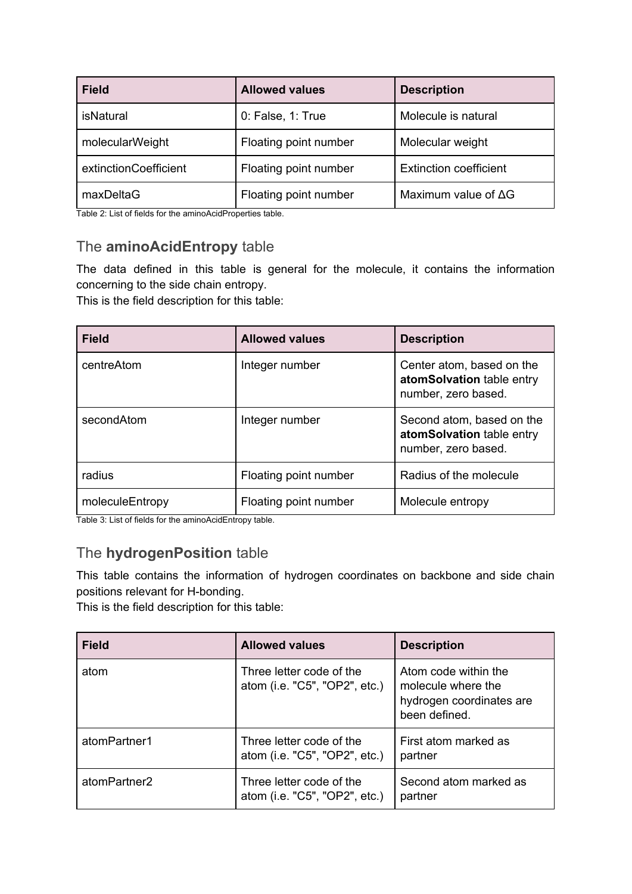| Field | Allowed values | Description |
|---|---|---|
| isNatural | 0: False, 1: True | Molecule is natural |
| molecularWeight | Floating point number | Molecular weight |
| extinctionCoefficient | Floating point number | Extinction coefficient |
| maxDeltaG | Floating point number | Maximum value of ΔG |

Table 2: List of fields for the aminoAcidProperties table.

## The **aminoAcidEntropy** table

The data defined in this table is general for the molecule, it contains the information concerning to the side chain entropy.
This is the field description for this table:

| Field | Allowed values | Description |
|---|---|---|
| centreAtom | Integer number | Center atom, based on the **atomSolvation** table entry number, zero based. |
| secondAtom | Integer number | Second atom, based on the **atomSolvation** table entry number, zero based. |
| radius | Floating point number | Radius of the molecule |
| moleculeEntropy | Floating point number | Molecule entropy |

Table 3: List of fields for the aminoAcidEntropy table.

## The **hydrogenPosition** table

This table contains the information of hydrogen coordinates on backbone and side chain positions relevant for H-bonding.
This is the field description for this table:

| Field | Allowed values | Description |
|---|---|---|
| atom | Three letter code of the atom (i.e. "C5", "OP2", etc.) | Atom code within the molecule where the hydrogen coordinates are been defined. |
| atomPartner1 | Three letter code of the atom (i.e. "C5", "OP2", etc.) | First atom marked as partner |
| atomPartner2 | Three letter code of the atom (i.e. "C5", "OP2", etc.) | Second atom marked as partner |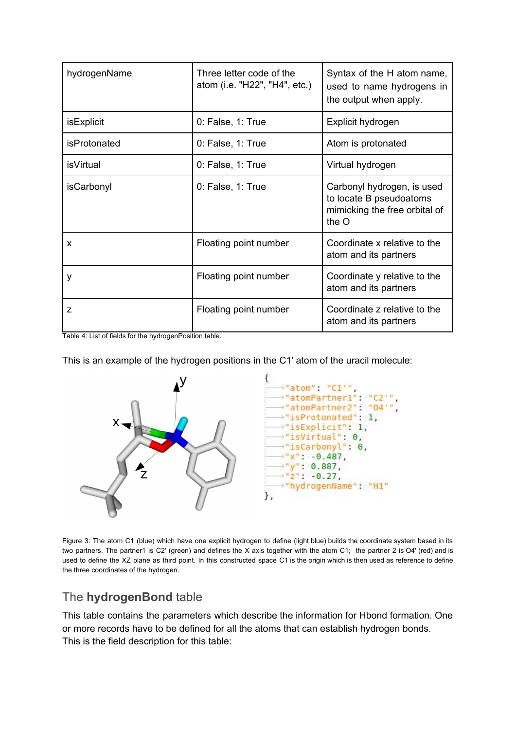| | | |
|---|---|---|
| hydrogenName | Three letter code of the atom (i.e. "H22", "H4", etc.) | Syntax of the H atom name, used to name hydrogens in the output when apply. |
| isExplicit | 0: False, 1: True | Explicit hydrogen |
| isProtonated | 0: False, 1: True | Atom is protonated |
| isVirtual | 0: False, 1: True | Virtual hydrogen |
| isCarbonyl | 0: False, 1: True | Carbonyl hydrogen, is used to locate B pseudoatoms mimicking the free orbital of the O |
| x | Floating point number | Coordinate x relative to the atom and its partners |
| y | Floating point number | Coordinate y relative to the atom and its partners |
| z | Floating point number | Coordinate z relative to the atom and its partners |

Table 4: List of fields for the hydrogenPosition table.

This is an example of the hydrogen positions in the C1' atom of the uracil molecule:

```
{
    "atom": "C1'",
    "atomPartner1": "C2'",
    "atomPartner2": "O4'",
    "isProtonated": 1,
    "isExplicit": 1,
    "isVirtual": 0,
    "isCarbonyl": 0,
    "x": -0.487,
    "y": 0.887,
    "z": -0.27,
    "hydrogenName": "H1"
},
```

Figure 3: The atom C1 (blue) which have one explicit hydrogen to define (light blue) builds the coordinate system based in its two partners. The partner1 is C2' (green) and defines the X axis together with the atom C1; the partner 2 is O4' (red) and is used to define the XZ plane as third point. In this constructed space C1 is the origin which is then used as reference to define the three coordinates of the hydrogen.

## The **hydrogenBond** table

This table contains the parameters which describe the information for Hbond formation. One or more records have to be defined for all the atoms that can establish hydrogen bonds.
This is the field description for this table: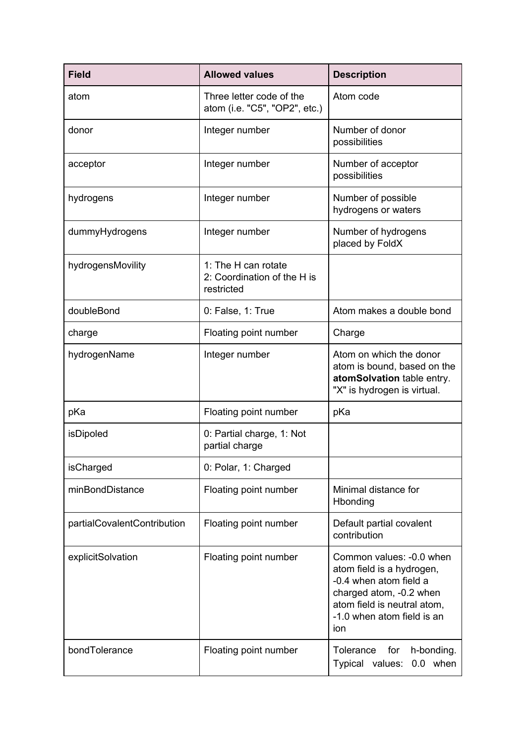| Field | Allowed values | Description |
| --- | --- | --- |
| atom | Three letter code of the atom (i.e. "C5", "OP2", etc.) | Atom code |
| donor | Integer number | Number of donor possibilities |
| acceptor | Integer number | Number of acceptor possibilities |
| hydrogens | Integer number | Number of possible hydrogens or waters |
| dummyHydrogens | Integer number | Number of hydrogens placed by FoldX |
| hydrogensMovility | 1: The H can rotate<br>2: Coordination of the H is restricted | |
| doubleBond | 0: False, 1: True | Atom makes a double bond |
| charge | Floating point number | Charge |
| hydrogenName | Integer number | Atom on which the donor atom is bound, based on the **atomSolvation** table entry. "X" is hydrogen is virtual. |
| pKa | Floating point number | pKa |
| isDipoled | 0: Partial charge, 1: Not partial charge | |
| isCharged | 0: Polar, 1: Charged | |
| minBondDistance | Floating point number | Minimal distance for Hbonding |
| partialCovalentContribution | Floating point number | Default partial covalent contribution |
| explicitSolvation | Floating point number | Common values: -0.0 when atom field is a hydrogen, -0.4 when atom field a charged atom, -0.2 when atom field is neutral atom, -1.0 when atom field is an ion |
| bondTolerance | Floating point number | Tolerance for h-bonding. Typical values: 0.0 when |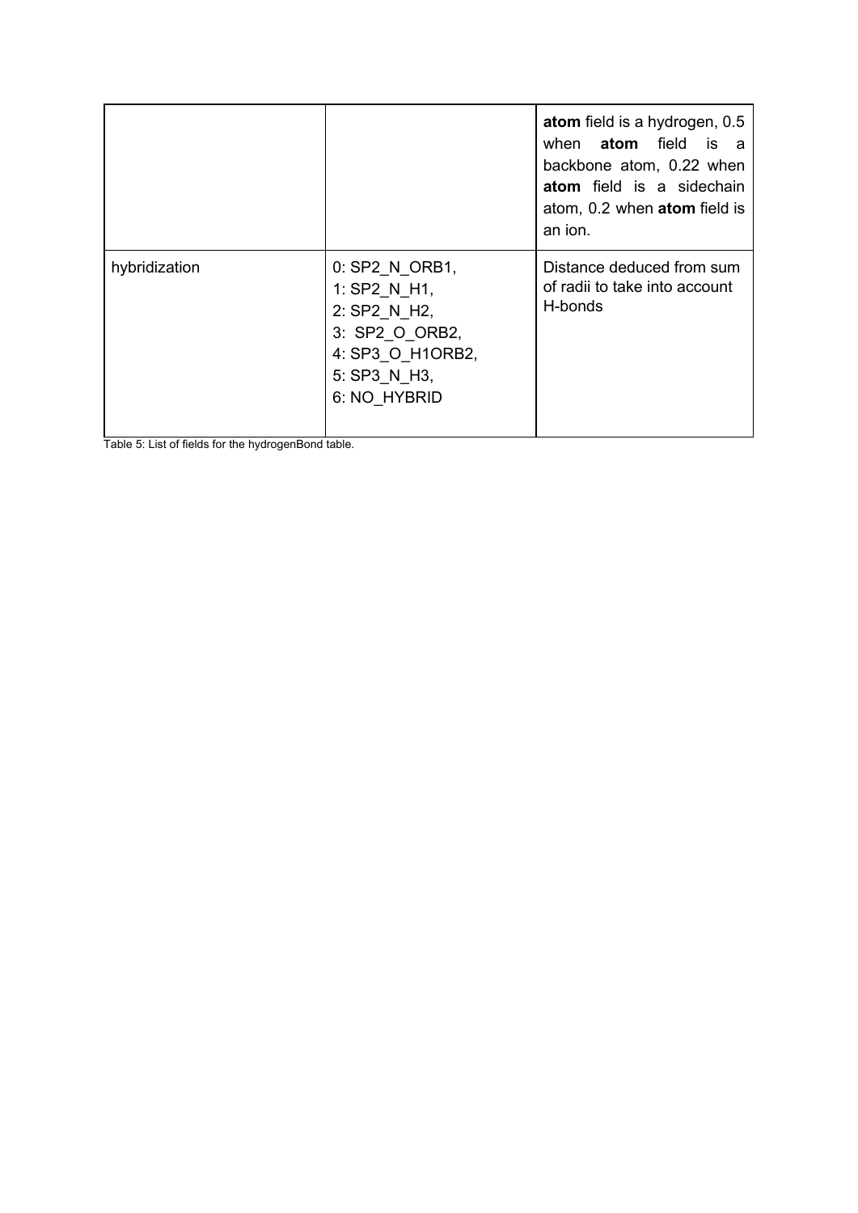| | | |
|---|---|---|
| | | **atom** field is a hydrogen, 0.5 when **atom** field is a backbone atom, 0.22 when **atom** field is a sidechain atom, 0.2 when **atom** field is an ion. |
| hybridization | 0: SP2_N_ORB1,<br>1: SP2_N_H1,<br>2: SP2_N_H2,<br>3: SP2_O_ORB2,<br>4: SP3_O_H1ORB2,<br>5: SP3_N_H3,<br>6: NO_HYBRID | Distance deduced from sum of radii to take into account H-bonds |

Table 5: List of fields for the hydrogenBond table.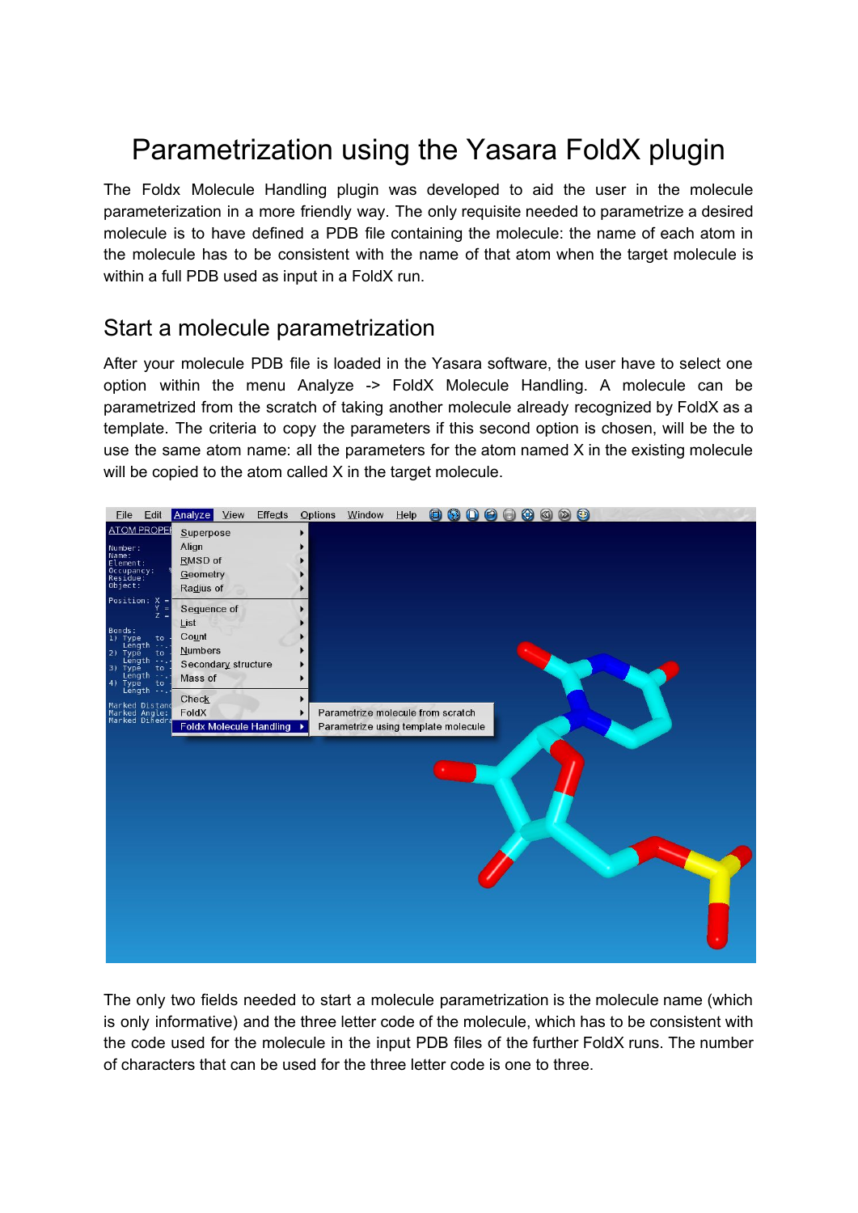# Parametrization using the Yasara FoldX plugin

The Foldx Molecule Handling plugin was developed to aid the user in the molecule parameterization in a more friendly way. The only requisite needed to parametrize a desired molecule is to have defined a PDB file containing the molecule: the name of each atom in the molecule has to be consistent with the name of that atom when the target molecule is within a full PDB used as input in a FoldX run.

## Start a molecule parametrization

After your molecule PDB file is loaded in the Yasara software, the user have to select one option within the menu Analyze -> FoldX Molecule Handling. A molecule can be parametrized from the scratch of taking another molecule already recognized by FoldX as a template. The criteria to copy the parameters if this second option is chosen, will be the to use the same atom name: all the parameters for the atom named X in the existing molecule will be copied to the atom called X in the target molecule.

The only two fields needed to start a molecule parametrization is the molecule name (which is only informative) and the three letter code of the molecule, which has to be consistent with the code used for the molecule in the input PDB files of the further FoldX runs. The number of characters that can be used for the three letter code is one to three.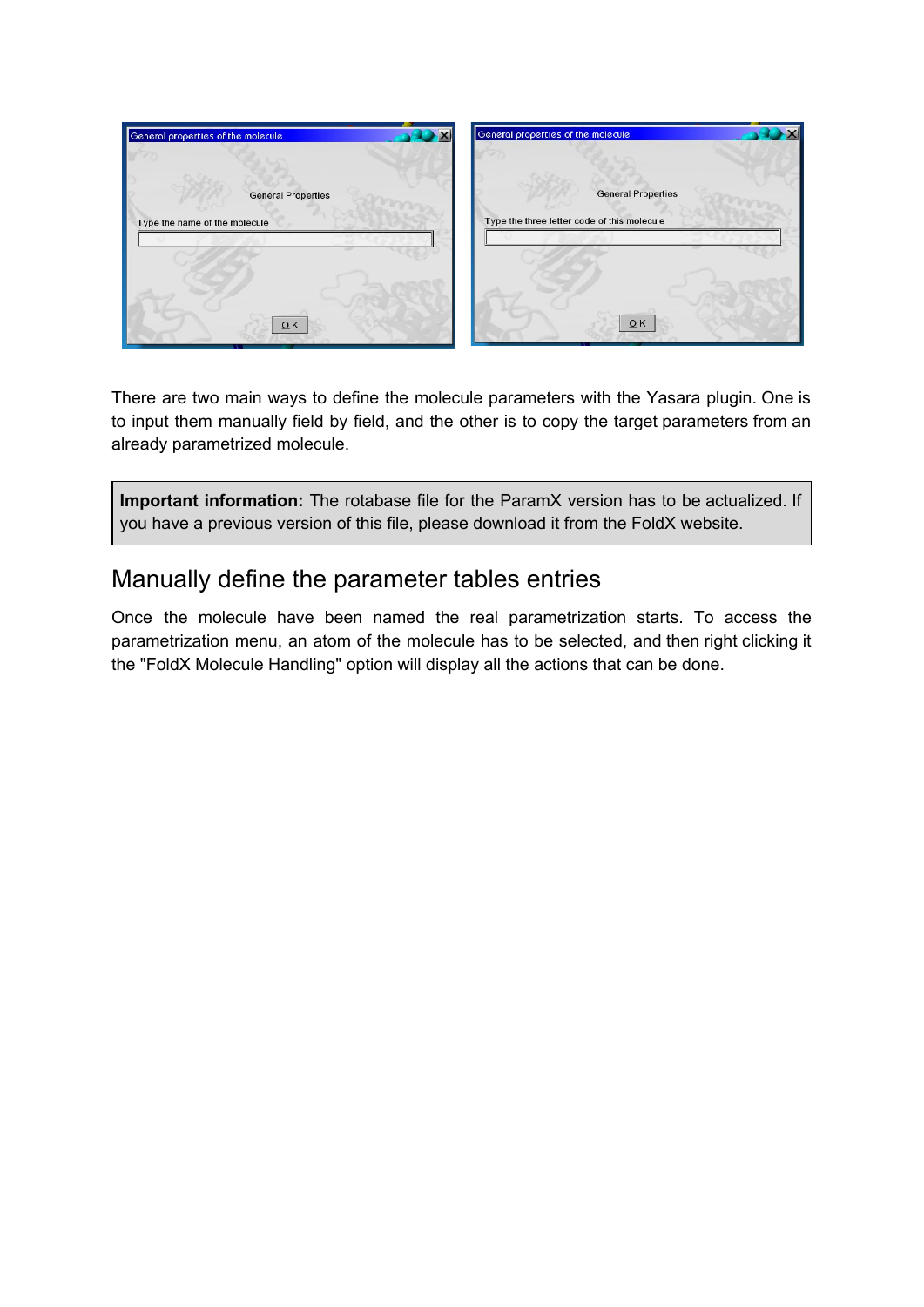There are two main ways to define the molecule parameters with the Yasara plugin. One is to input them manually field by field, and the other is to copy the target parameters from an already parametrized molecule.

> **Important information:** The rotabase file for the ParamX version has to be actualized. If you have a previous version of this file, please download it from the FoldX website.

## Manually define the parameter tables entries

Once the molecule have been named the real parametrization starts. To access the parametrization menu, an atom of the molecule has to be selected, and then right clicking it the "FoldX Molecule Handling" option will display all the actions that can be done.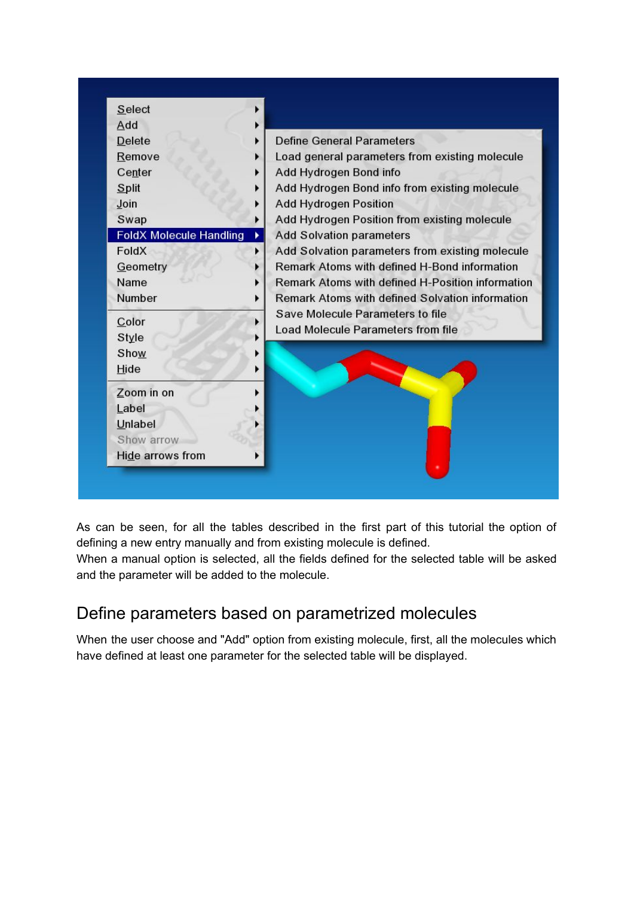As can be seen, for all the tables described in the first part of this tutorial the option of defining a new entry manually and from existing molecule is defined.
When a manual option is selected, all the fields defined for the selected table will be asked and the parameter will be added to the molecule.

## Define parameters based on parametrized molecules

When the user choose and "Add" option from existing molecule, first, all the molecules which have defined at least one parameter for the selected table will be displayed.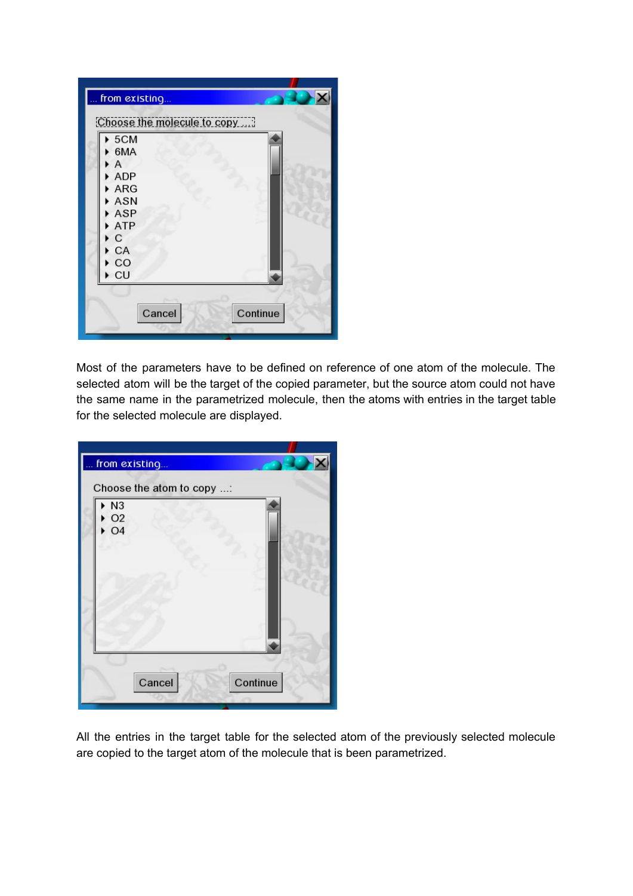Most of the parameters have to be defined on reference of one atom of the molecule. The selected atom will be the target of the copied parameter, but the source atom could not have the same name in the parametrized molecule, then the atoms with entries in the target table for the selected molecule are displayed.

All the entries in the target table for the selected atom of the previously selected molecule are copied to the target atom of the molecule that is been parametrized.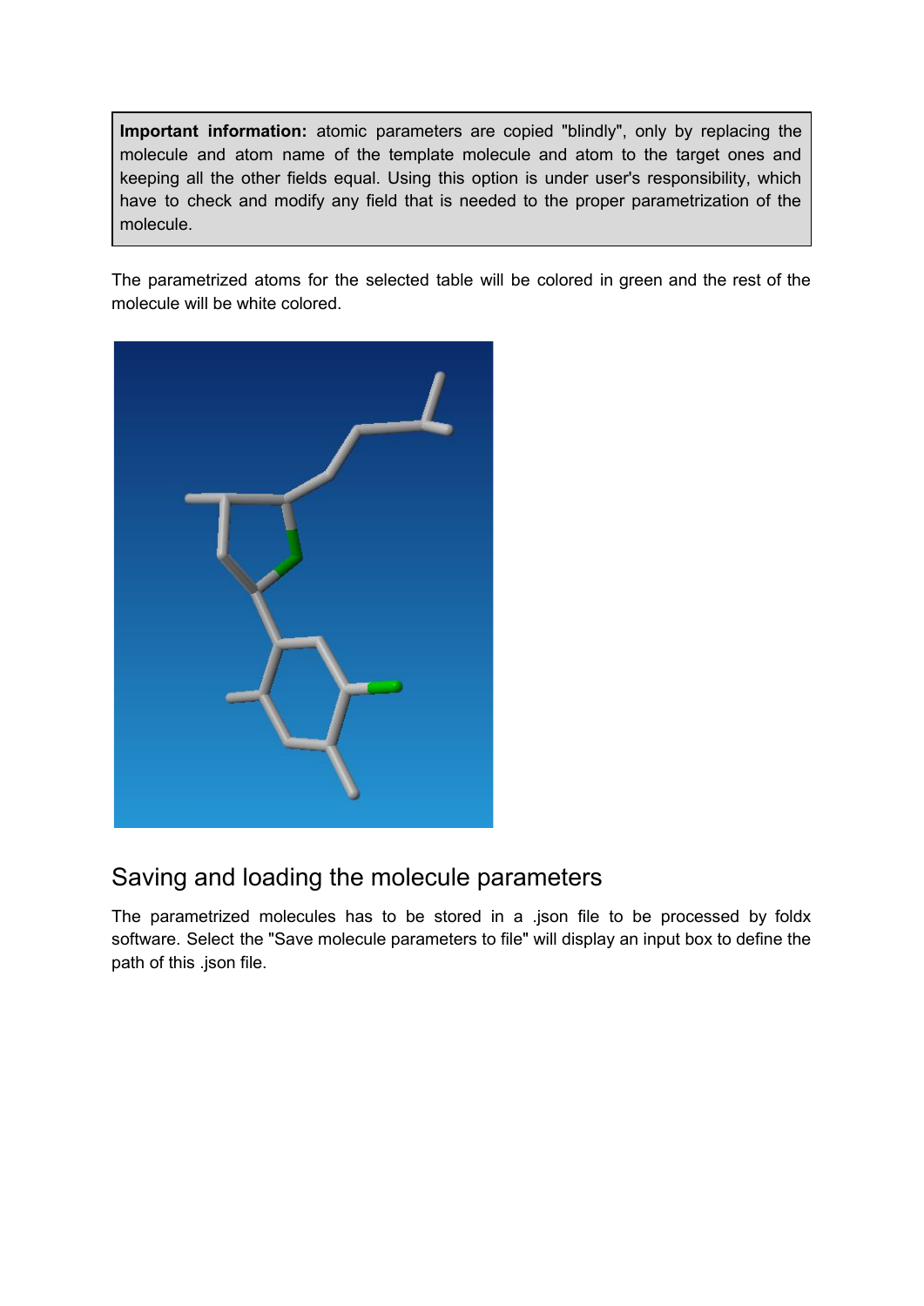**Important information:** atomic parameters are copied "blindly", only by replacing the molecule and atom name of the template molecule and atom to the target ones and keeping all the other fields equal. Using this option is under user's responsibility, which have to check and modify any field that is needed to the proper parametrization of the molecule.

The parametrized atoms for the selected table will be colored in green and the rest of the molecule will be white colored.

## Saving and loading the molecule parameters

The parametrized molecules has to be stored in a .json file to be processed by foldx software. Select the "Save molecule parameters to file" will display an input box to define the path of this .json file.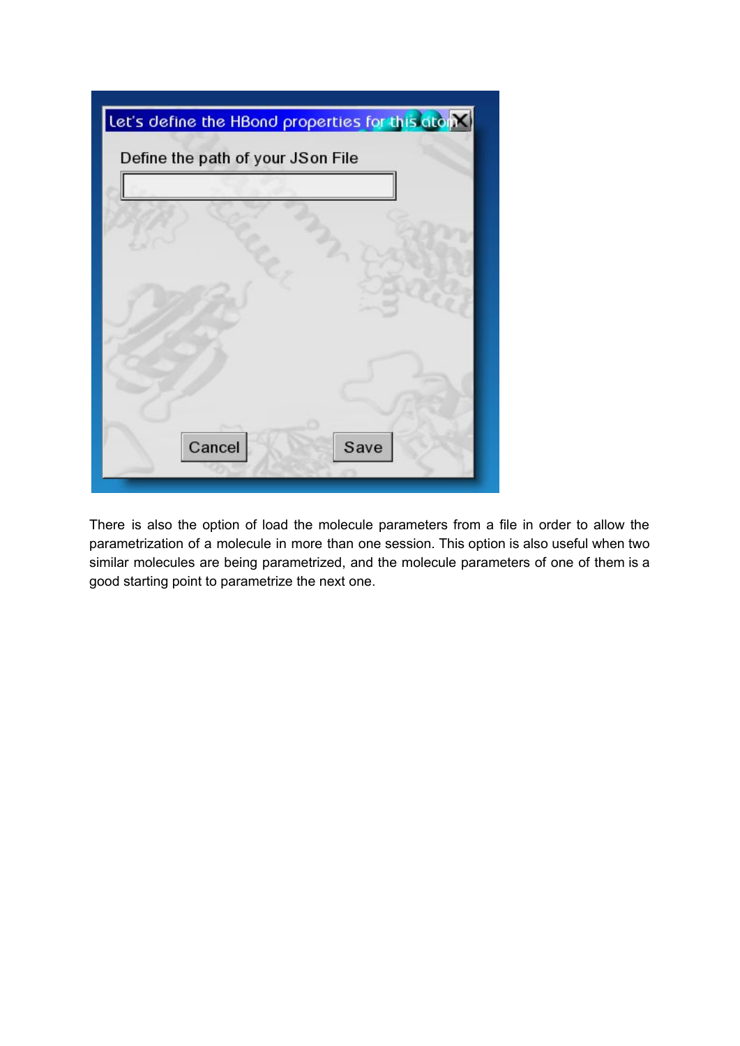There is also the option of load the molecule parameters from a file in order to allow the parametrization of a molecule in more than one session. This option is also useful when two similar molecules are being parametrized, and the molecule parameters of one of them is a good starting point to parametrize the next one.